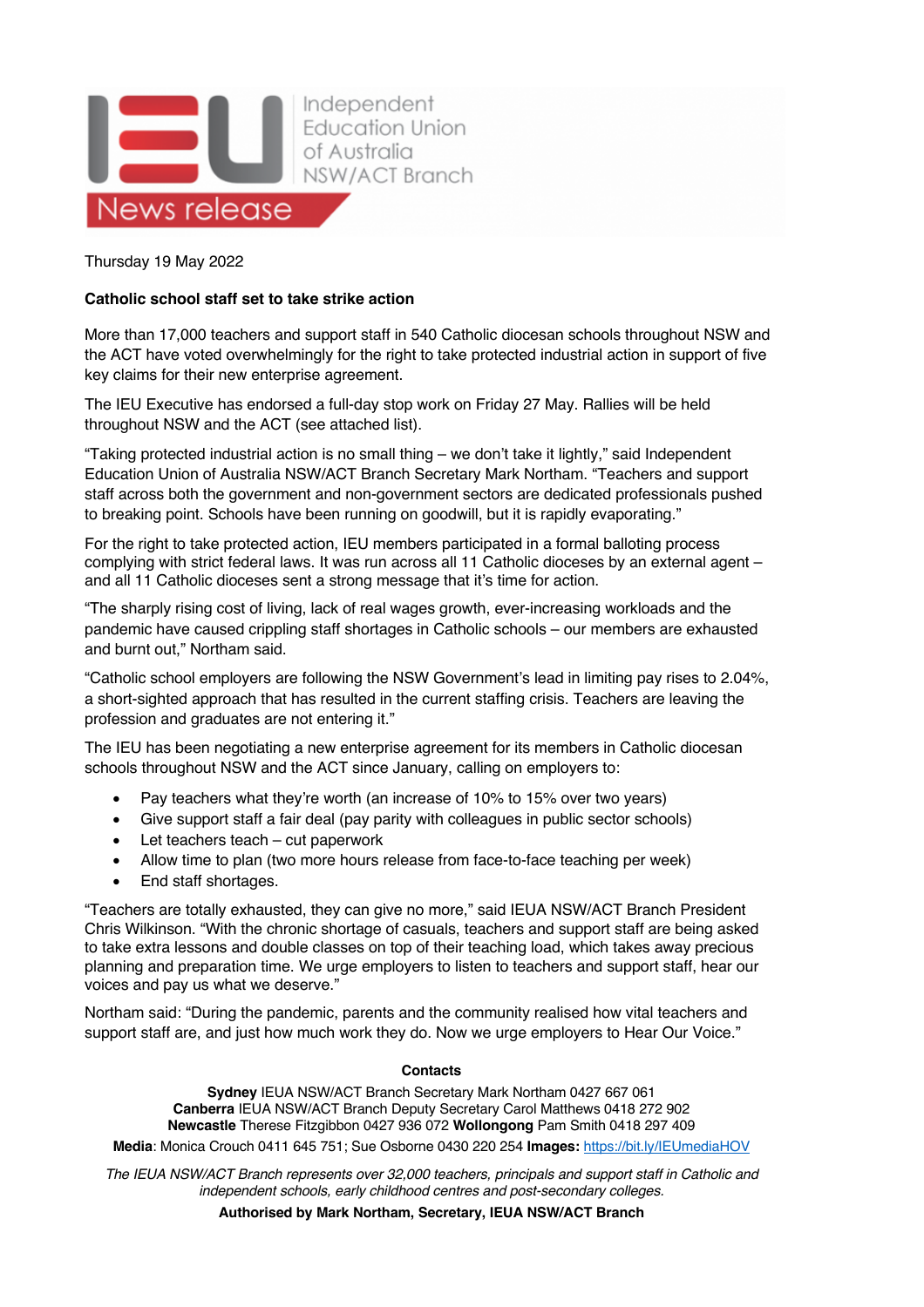Independent Education Union of Australia NSW/ACT Branch

News release

Thursday 19 May 2022

**Catholic school staff set to take strike action**

More than 17,000 teachers and support staff in 540 Catholic diocesan schools throughout NSW and the ACT have voted overwhelmingly for the right to take protected industrial action in support of five key claims for their new enterprise agreement.

The IEU Executive has endorsed a full-day stop work on Friday 27 May. Rallies will be held throughout NSW and the ACT (see attached list).

"Taking protected industrial action is no small thing – we don't take it lightly," said Independent Education Union of Australia NSW/ACT Branch Secretary Mark Northam. "Teachers and support staff across both the government and non-government sectors are dedicated professionals pushed to breaking point. Schools have been running on goodwill, but it is rapidly evaporating."

For the right to take protected action, IEU members participated in a formal balloting process complying with strict federal laws. It was run across all 11 Catholic dioceses by an external agent – and all 11 Catholic dioceses sent a strong message that it's time for action.

"The sharply rising cost of living, lack of real wages growth, ever-increasing workloads and the pandemic have caused crippling staff shortages in Catholic schools – our members are exhausted and burnt out," Northam said.

"Catholic school employers are following the NSW Government's lead in limiting pay rises to 2.04%, a short-sighted approach that has resulted in the current staffing crisis. Teachers are leaving the profession and graduates are not entering it."

The IEU has been negotiating a new enterprise agreement for its members in Catholic diocesan schools throughout NSW and the ACT since January, calling on employers to:

- Pay teachers what they're worth (an increase of 10% to 15% over two years)
- Give support staff a fair deal (pay parity with colleagues in public sector schools)
- Let teachers teach – cut paperwork
- Allow time to plan (two more hours release from face-to-face teaching per week)
- End staff shortages.

"Teachers are totally exhausted, they can give no more," said IEUA NSW/ACT Branch President Chris Wilkinson. "With the chronic shortage of casuals, teachers and support staff are being asked to take extra lessons and double classes on top of their teaching load, which takes away precious planning and preparation time. We urge employers to listen to teachers and support staff, hear our voices and pay us what we deserve."

Northam said: "During the pandemic, parents and the community realised how vital teachers and support staff are, and just how much work they do. Now we urge employers to Hear Our Voice."

**Contacts**

**Sydney** IEUA NSW/ACT Branch Secretary Mark Northam 0427 667 061
**Canberra** IEUA NSW/ACT Branch Deputy Secretary Carol Matthews 0418 272 902
**Newcastle** Therese Fitzgibbon 0427 936 072 **Wollongong** Pam Smith 0418 297 409
**Media**: Monica Crouch 0411 645 751; Sue Osborne 0430 220 254 **Images:** https://bit.ly/IEUmediaHOV

*The IEUA NSW/ACT Branch represents over 32,000 teachers, principals and support staff in Catholic and independent schools, early childhood centres and post-secondary colleges.*

**Authorised by Mark Northam, Secretary, IEUA NSW/ACT Branch**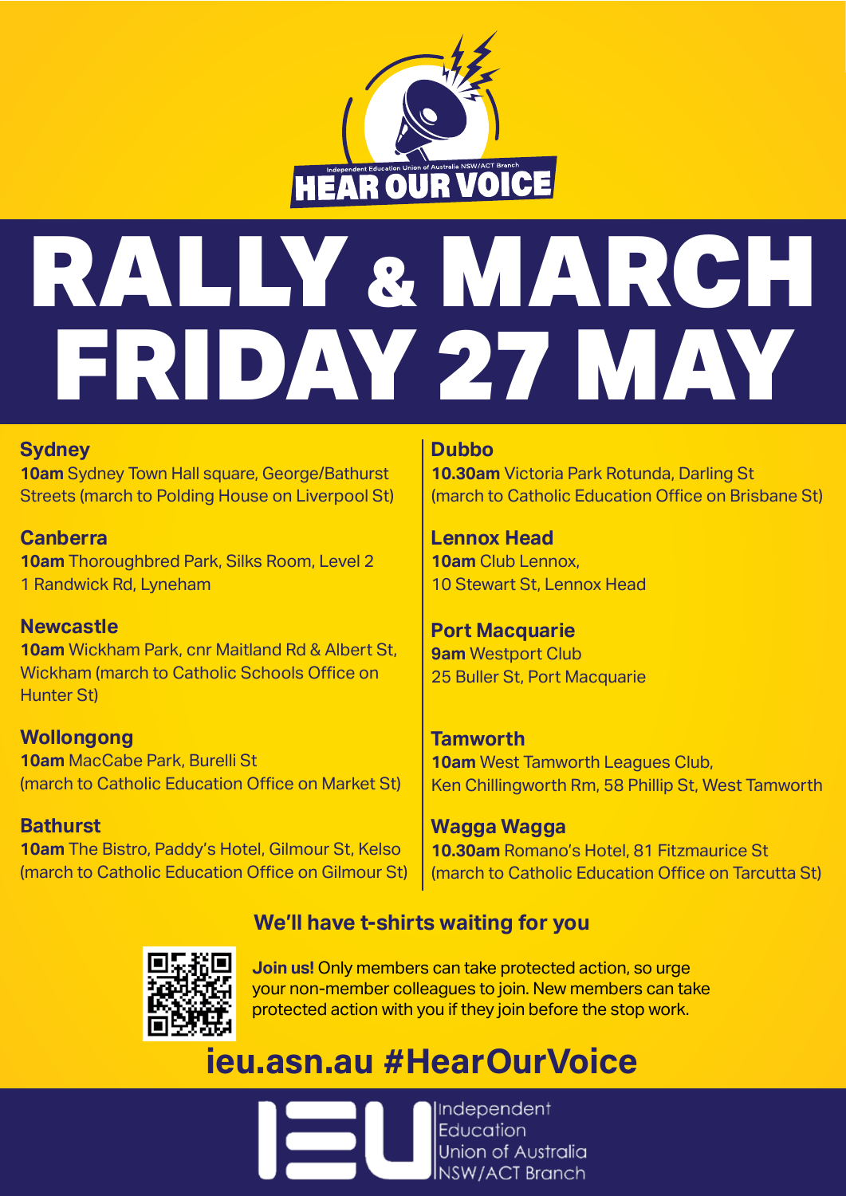Independent Education Union of Australia NSW/ACT Branch

HEAR OUR VOICE

# RALLY & MARCH FRIDAY 27 MAY

**Sydney**
**10am** Sydney Town Hall square, George/Bathurst Streets (march to Polding House on Liverpool St)

**Canberra**
**10am** Thoroughbred Park, Silks Room, Level 2 1 Randwick Rd, Lyneham

**Newcastle**
**10am** Wickham Park, cnr Maitland Rd & Albert St, Wickham (march to Catholic Schools Office on Hunter St)

**Wollongong**
**10am** MacCabe Park, Burelli St (march to Catholic Education Office on Market St)

**Bathurst**
**10am** The Bistro, Paddy's Hotel, Gilmour St, Kelso (march to Catholic Education Office on Gilmour St)

**Dubbo**
**10.30am** Victoria Park Rotunda, Darling St (march to Catholic Education Office on Brisbane St)

**Lennox Head**
**10am** Club Lennox, 10 Stewart St, Lennox Head

**Port Macquarie**
**9am** Westport Club 25 Buller St, Port Macquarie

**Tamworth**
**10am** West Tamworth Leagues Club, Ken Chillingworth Rm, 58 Phillip St, West Tamworth

**Wagga Wagga**
**10.30am** Romano's Hotel, 81 Fitzmaurice St (march to Catholic Education Office on Tarcutta St)

**We'll have t-shirts waiting for you**

**Join us!** Only members can take protected action, so urge your non-member colleagues to join. New members can take protected action with you if they join before the stop work.

**ieu.asn.au #HearOurVoice**

IEU Independent Education Union of Australia NSW/ACT Branch